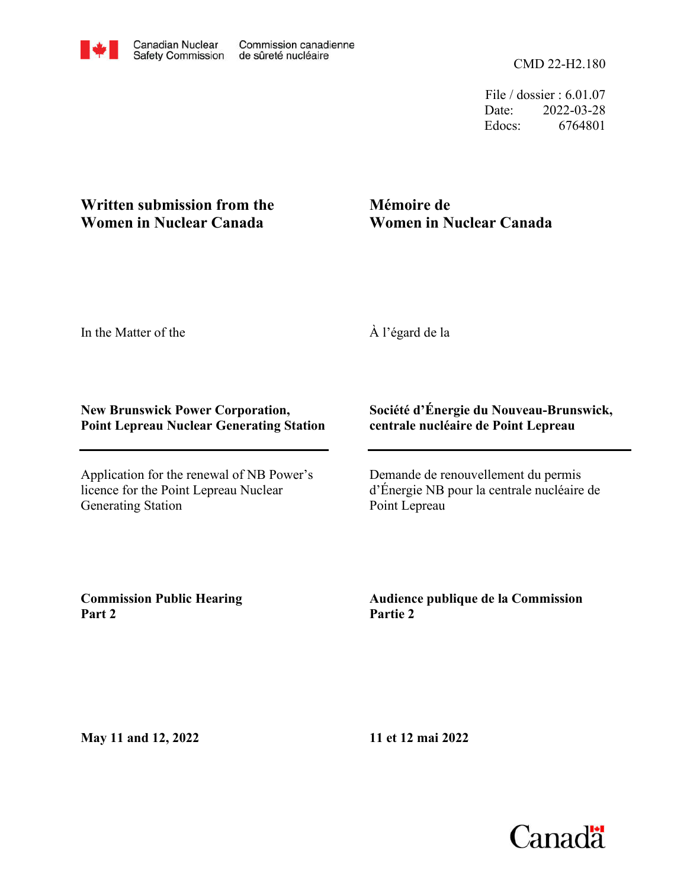Canadian Nuclear Safety Commission | Commission canadienne de sûreté nucléaire

CMD 22-H2.180

File / dossier : 6.01.07
Date: 2022-03-28
Edocs: 6764801

**Written submission from the Women in Nuclear Canada**

**Mémoire de Women in Nuclear Canada**

In the Matter of the

À l'égard de la

**New Brunswick Power Corporation, Point Lepreau Nuclear Generating Station**

**Société d'Énergie du Nouveau-Brunswick, centrale nucléaire de Point Lepreau**

Application for the renewal of NB Power's licence for the Point Lepreau Nuclear Generating Station

Demande de renouvellement du permis d'Énergie NB pour la centrale nucléaire de Point Lepreau

**Commission Public Hearing Part 2**

**Audience publique de la Commission Partie 2**

**May 11 and 12, 2022**

**11 et 12 mai 2022**

Canada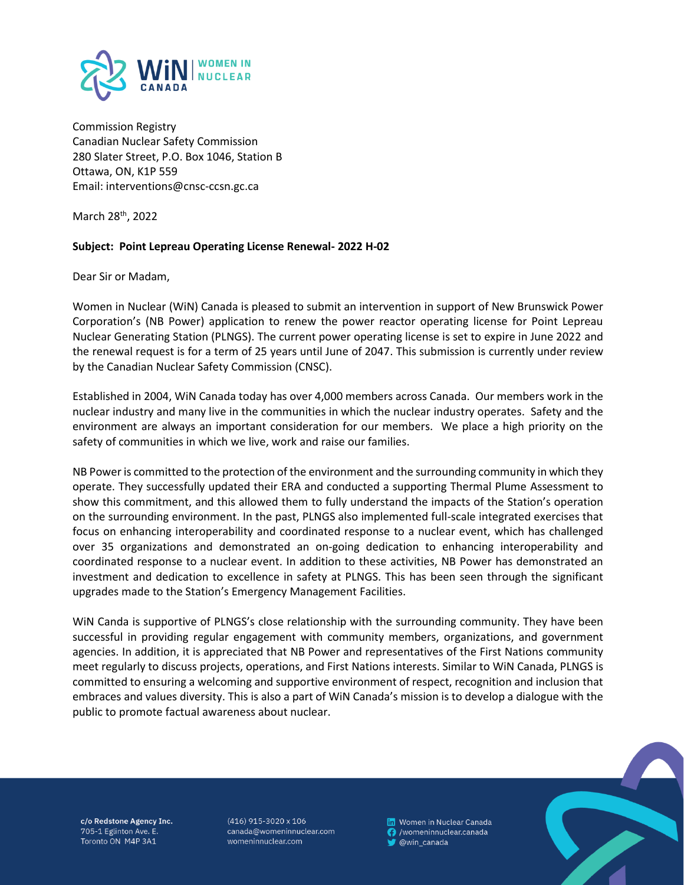Commission Registry
Canadian Nuclear Safety Commission
280 Slater Street, P.O. Box 1046, Station B
Ottawa, ON, K1P 5S9
Email: interventions@cnsc-ccsn.gc.ca

March 28th, 2022

**Subject: Point Lepreau Operating License Renewal- 2022 H-02**

Dear Sir or Madam,

Women in Nuclear (WiN) Canada is pleased to submit an intervention in support of New Brunswick Power Corporation's (NB Power) application to renew the power reactor operating license for Point Lepreau Nuclear Generating Station (PLNGS). The current power operating license is set to expire in June 2022 and the renewal request is for a term of 25 years until June of 2047. This submission is currently under review by the Canadian Nuclear Safety Commission (CNSC).

Established in 2004, WiN Canada today has over 4,000 members across Canada. Our members work in the nuclear industry and many live in the communities in which the nuclear industry operates. Safety and the environment are always an important consideration for our members. We place a high priority on the safety of communities in which we live, work and raise our families.

NB Power is committed to the protection of the environment and the surrounding community in which they operate. They successfully updated their ERA and conducted a supporting Thermal Plume Assessment to show this commitment, and this allowed them to fully understand the impacts of the Station's operation on the surrounding environment. In the past, PLNGS also implemented full-scale integrated exercises that focus on enhancing interoperability and coordinated response to a nuclear event, which has challenged over 35 organizations and demonstrated an on-going dedication to enhancing interoperability and coordinated response to a nuclear event. In addition to these activities, NB Power has demonstrated an investment and dedication to excellence in safety at PLNGS. This has been seen through the significant upgrades made to the Station's Emergency Management Facilities.

WiN Canda is supportive of PLNGS's close relationship with the surrounding community. They have been successful in providing regular engagement with community members, organizations, and government agencies. In addition, it is appreciated that NB Power and representatives of the First Nations community meet regularly to discuss projects, operations, and First Nations interests. Similar to WiN Canada, PLNGS is committed to ensuring a welcoming and supportive environment of respect, recognition and inclusion that embraces and values diversity. This is also a part of WiN Canada's mission is to develop a dialogue with the public to promote factual awareness about nuclear.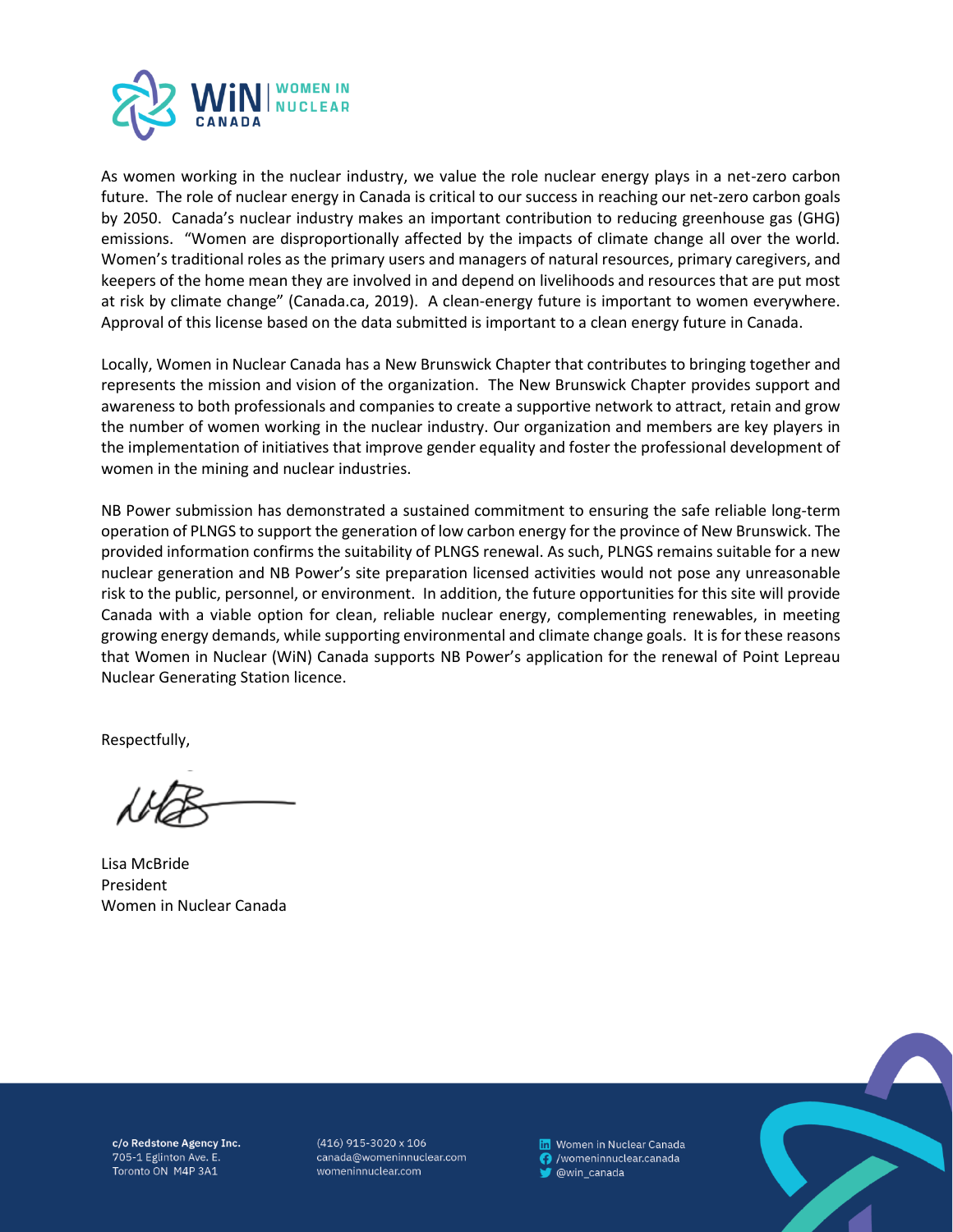As women working in the nuclear industry, we value the role nuclear energy plays in a net-zero carbon future. The role of nuclear energy in Canada is critical to our success in reaching our net-zero carbon goals by 2050. Canada's nuclear industry makes an important contribution to reducing greenhouse gas (GHG) emissions. "Women are disproportionally affected by the impacts of climate change all over the world. Women's traditional roles as the primary users and managers of natural resources, primary caregivers, and keepers of the home mean they are involved in and depend on livelihoods and resources that are put most at risk by climate change" (Canada.ca, 2019). A clean-energy future is important to women everywhere. Approval of this license based on the data submitted is important to a clean energy future in Canada.

Locally, Women in Nuclear Canada has a New Brunswick Chapter that contributes to bringing together and represents the mission and vision of the organization. The New Brunswick Chapter provides support and awareness to both professionals and companies to create a supportive network to attract, retain and grow the number of women working in the nuclear industry. Our organization and members are key players in the implementation of initiatives that improve gender equality and foster the professional development of women in the mining and nuclear industries.

NB Power submission has demonstrated a sustained commitment to ensuring the safe reliable long-term operation of PLNGS to support the generation of low carbon energy for the province of New Brunswick. The provided information confirms the suitability of PLNGS renewal. As such, PLNGS remains suitable for a new nuclear generation and NB Power's site preparation licensed activities would not pose any unreasonable risk to the public, personnel, or environment. In addition, the future opportunities for this site will provide Canada with a viable option for clean, reliable nuclear energy, complementing renewables, in meeting growing energy demands, while supporting environmental and climate change goals. It is for these reasons that Women in Nuclear (WiN) Canada supports NB Power's application for the renewal of Point Lepreau Nuclear Generating Station licence.

Respectfully,

Lisa McBride
President
Women in Nuclear Canada